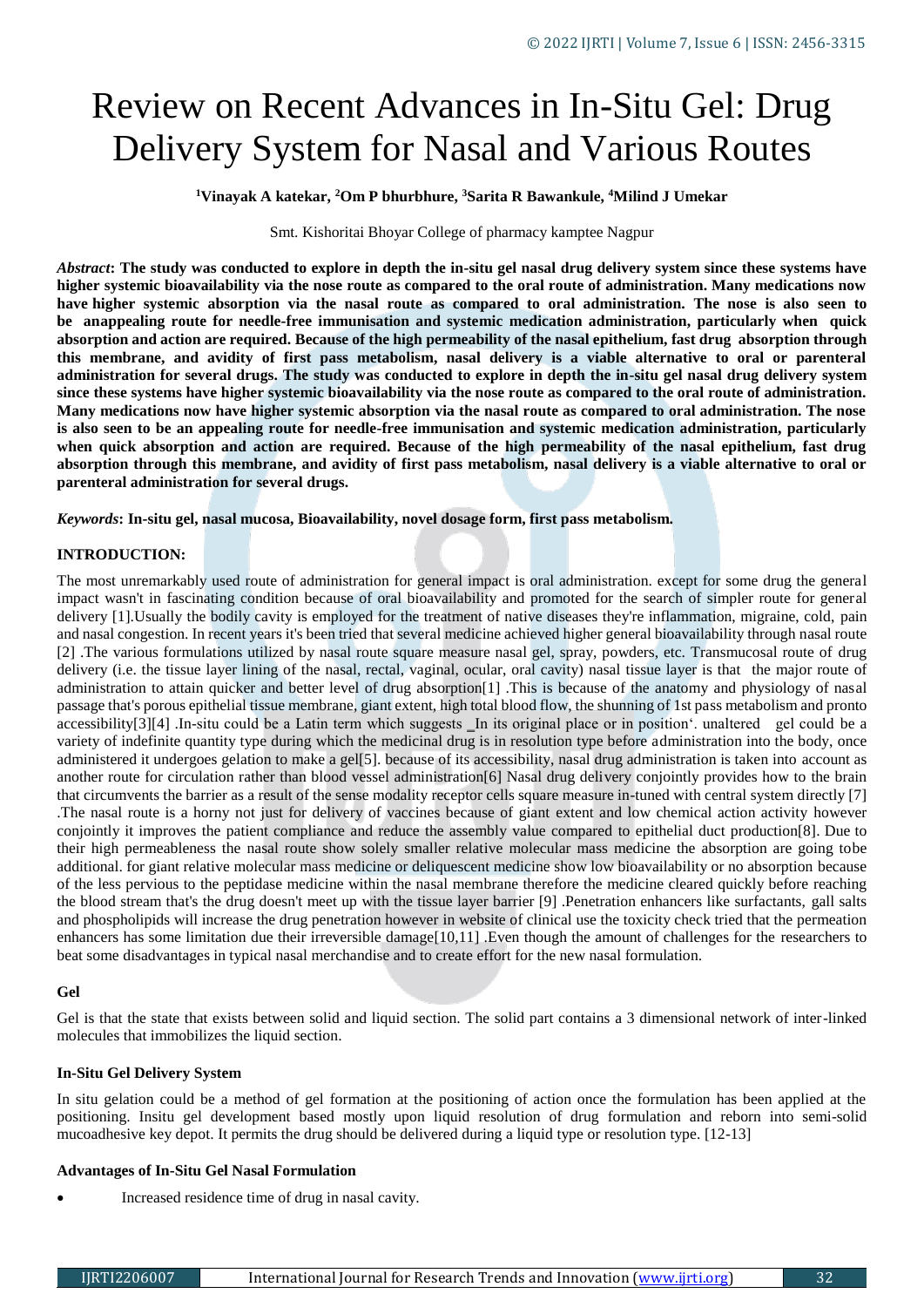# Review on Recent Advances in In-Situ Gel: Drug Delivery System for Nasal and Various Routes

**[1]Vinayak A katekar, [2]Om P bhurbhure, [3]Sarita R Bawankule, [4]Milind J Umekar**

Smt. Kishoritai Bhoyar College of pharmacy kamptee Nagpur

***Abstract*: The study was conducted to explore in depth the in-situ gel nasal drug delivery system since these systems have higher systemic bioavailability via the nose route as compared to the oral route of administration. Many medications now have higher systemic absorption via the nasal route as compared to oral administration. The nose is also seen to be anappealing route for needle-free immunisation and systemic medication administration, particularly when quick absorption and action are required. Because of the high permeability of the nasal epithelium, fast drug absorption through this membrane, and avidity of first pass metabolism, nasal delivery is a viable alternative to oral or parenteral administration for several drugs. The study was conducted to explore in depth the in-situ gel nasal drug delivery system since these systems have higher systemic bioavailability via the nose route as compared to the oral route of administration. Many medications now have higher systemic absorption via the nasal route as compared to oral administration. The nose is also seen to be an appealing route for needle-free immunisation and systemic medication administration, particularly when quick absorption and action are required. Because of the high permeability of the nasal epithelium, fast drug absorption through this membrane, and avidity of first pass metabolism, nasal delivery is a viable alternative to oral or parenteral administration for several drugs.**

***Keywords*: In-situ gel, nasal mucosa, Bioavailability, novel dosage form, first pass metabolism.**

## INTRODUCTION:

The most unremarkably used route of administration for general impact is oral administration. except for some drug the general impact wasn't in fascinating condition because of oral bioavailability and promoted for the search of simpler route for general delivery [1].Usually the bodily cavity is employed for the treatment of native diseases they're inflammation, migraine, cold, pain and nasal congestion. In recent years it's been tried that several medicine achieved higher general bioavailability through nasal route [2] .The various formulations utilized by nasal route square measure nasal gel, spray, powders, etc. Transmucosal route of drug delivery (i.e. the tissue layer lining of the nasal, rectal, vaginal, ocular, oral cavity) nasal tissue layer is that the major route of administration to attain quicker and better level of drug absorption[1] .This is because of the anatomy and physiology of nasal passage that's porous epithelial tissue membrane, giant extent, high total blood flow, the shunning of 1st pass metabolism and pronto accessibility[3][4] .In-situ could be a Latin term which suggests ‗In its original place or in position'. unaltered gel could be a variety of indefinite quantity type during which the medicinal drug is in resolution type before administration into the body, once administered it undergoes gelation to make a gel[5]. because of its accessibility, nasal drug administration is taken into account as another route for circulation rather than blood vessel administration[6] Nasal drug delivery conjointly provides how to the brain that circumvents the barrier as a result of the sense modality receptor cells square measure in-tuned with central system directly [7] .The nasal route is a horny not just for delivery of vaccines because of giant extent and low chemical action activity however conjointly it improves the patient compliance and reduce the assembly value compared to epithelial duct production[8]. Due to their high permeableness the nasal route show solely smaller relative molecular mass medicine the absorption are going tobe additional. for giant relative molecular mass medicine or deliquescent medicine show low bioavailability or no absorption because of the less pervious to the peptidase medicine within the nasal membrane therefore the medicine cleared quickly before reaching the blood stream that's the drug doesn't meet up with the tissue layer barrier [9] .Penetration enhancers like surfactants, gall salts and phospholipids will increase the drug penetration however in website of clinical use the toxicity check tried that the permeation enhancers has some limitation due their irreversible damage[10,11] .Even though the amount of challenges for the researchers to beat some disadvantages in typical nasal merchandise and to create effort for the new nasal formulation.

### Gel

Gel is that the state that exists between solid and liquid section. The solid part contains a 3 dimensional network of inter-linked molecules that immobilizes the liquid section.

### In-Situ Gel Delivery System

In situ gelation could be a method of gel formation at the positioning of action once the formulation has been applied at the positioning. Insitu gel development based mostly upon liquid resolution of drug formulation and reborn into semi-solid mucoadhesive key depot. It permits the drug should be delivered during a liquid type or resolution type. [12-13]

### Advantages of In-Situ Gel Nasal Formulation

- Increased residence time of drug in nasal cavity.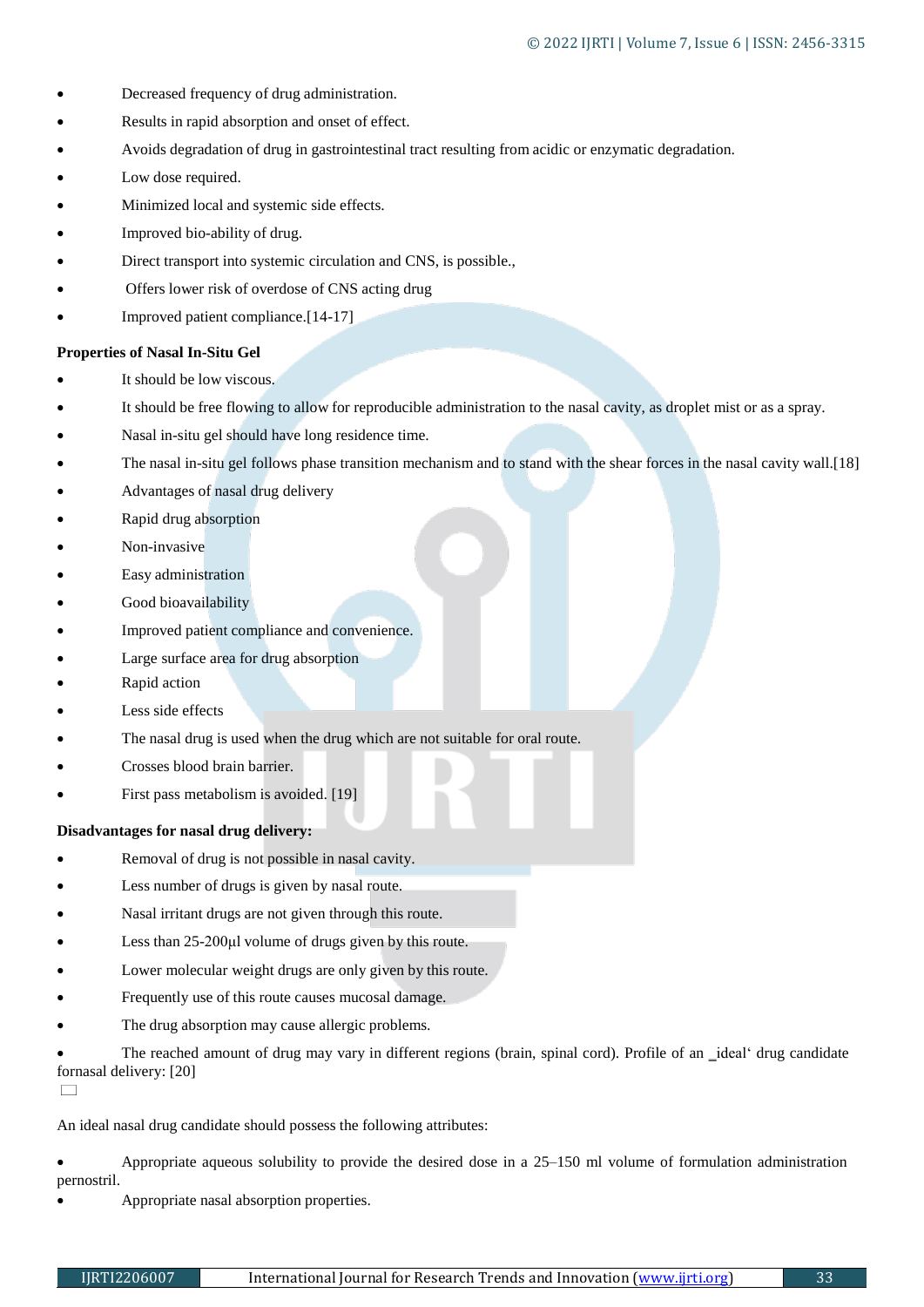- Decreased frequency of drug administration.
- Results in rapid absorption and onset of effect.
- Avoids degradation of drug in gastrointestinal tract resulting from acidic or enzymatic degradation.
- Low dose required.
- Minimized local and systemic side effects.
- Improved bio-ability of drug.
- Direct transport into systemic circulation and CNS, is possible.,
- Offers lower risk of overdose of CNS acting drug
- Improved patient compliance.[14-17]

**Properties of Nasal In-Situ Gel**

- It should be low viscous.
- It should be free flowing to allow for reproducible administration to the nasal cavity, as droplet mist or as a spray.
- Nasal in-situ gel should have long residence time.
- The nasal in-situ gel follows phase transition mechanism and to stand with the shear forces in the nasal cavity wall.[18]
- Advantages of nasal drug delivery
- Rapid drug absorption
- Non-invasive
- Easy administration
- Good bioavailability
- Improved patient compliance and convenience.
- Large surface area for drug absorption
- Rapid action
- Less side effects
- The nasal drug is used when the drug which are not suitable for oral route.
- Crosses blood brain barrier.
- First pass metabolism is avoided. [19]

**Disadvantages for nasal drug delivery:**

- Removal of drug is not possible in nasal cavity.
- Less number of drugs is given by nasal route.
- Nasal irritant drugs are not given through this route.
- Less than 25-200μl volume of drugs given by this route.
- Lower molecular weight drugs are only given by this route.
- Frequently use of this route causes mucosal damage.
- The drug absorption may cause allergic problems.
- The reached amount of drug may vary in different regions (brain, spinal cord). Profile of an _ideal' drug candidate fornasal delivery: [20]

An ideal nasal drug candidate should possess the following attributes:

- Appropriate aqueous solubility to provide the desired dose in a 25–150 ml volume of formulation administration pernostril.
- Appropriate nasal absorption properties.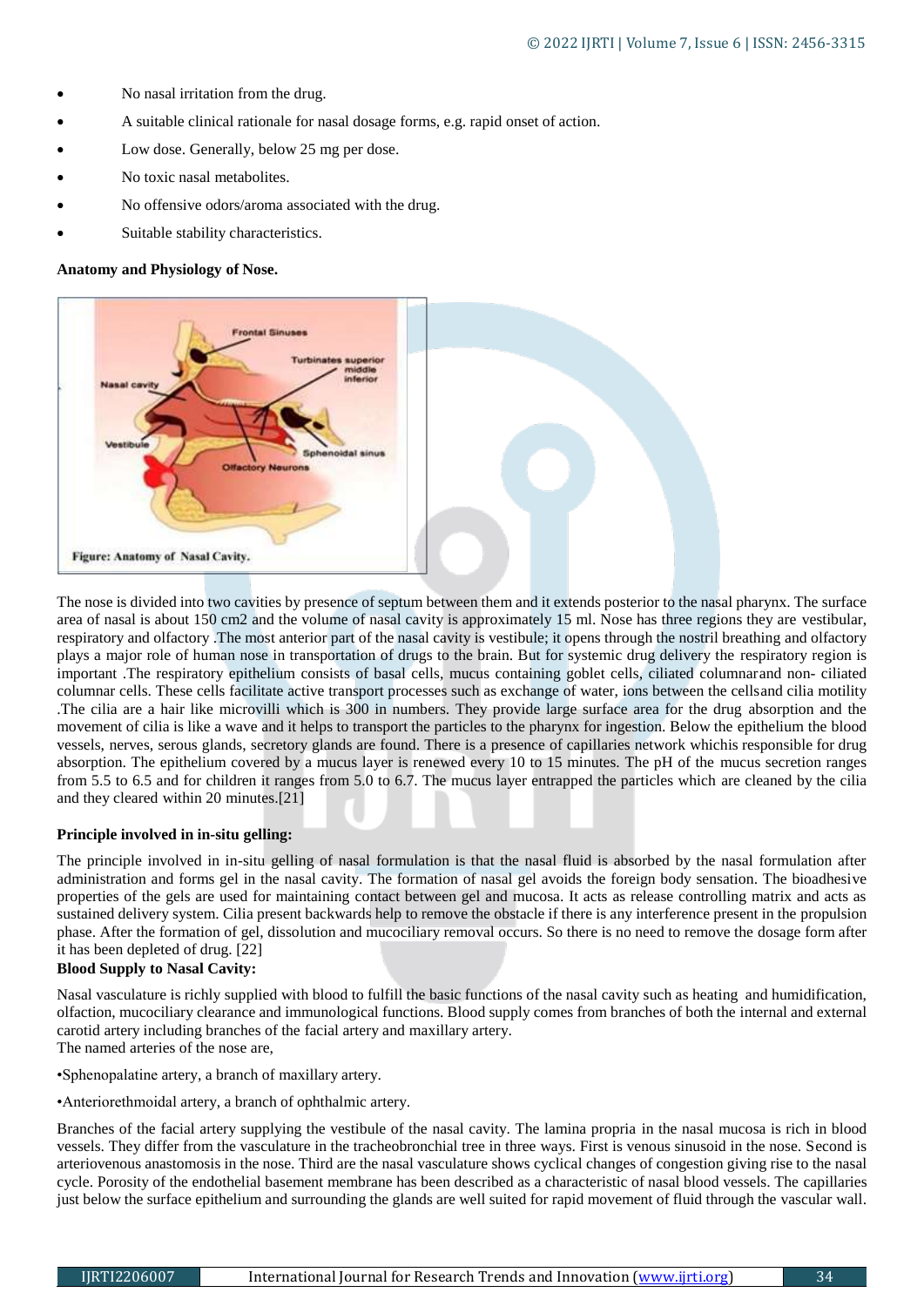- No nasal irritation from the drug.
- A suitable clinical rationale for nasal dosage forms, e.g. rapid onset of action.
- Low dose. Generally, below 25 mg per dose.
- No toxic nasal metabolites.
- No offensive odors/aroma associated with the drug.
- Suitable stability characteristics.

**Anatomy and Physiology of Nose.**

Figure: Anatomy of Nasal Cavity.

The nose is divided into two cavities by presence of septum between them and it extends posterior to the nasal pharynx. The surface area of nasal is about 150 cm2 and the volume of nasal cavity is approximately 15 ml. Nose has three regions they are vestibular, respiratory and olfactory .The most anterior part of the nasal cavity is vestibule; it opens through the nostril breathing and olfactory plays a major role of human nose in transportation of drugs to the brain. But for systemic drug delivery the respiratory region is important .The respiratory epithelium consists of basal cells, mucus containing goblet cells, ciliated columnarand non- ciliated columnar cells. These cells facilitate active transport processes such as exchange of water, ions between the cellsand cilia motility .The cilia are a hair like microvilli which is 300 in numbers. They provide large surface area for the drug absorption and the movement of cilia is like a wave and it helps to transport the particles to the pharynx for ingestion. Below the epithelium the blood vessels, nerves, serous glands, secretory glands are found. There is a presence of capillaries network whichis responsible for drug absorption. The epithelium covered by a mucus layer is renewed every 10 to 15 minutes. The pH of the mucus secretion ranges from 5.5 to 6.5 and for children it ranges from 5.0 to 6.7. The mucus layer entrapped the particles which are cleaned by the cilia and they cleared within 20 minutes.[21]

**Principle involved in in-situ gelling:**

The principle involved in in-situ gelling of nasal formulation is that the nasal fluid is absorbed by the nasal formulation after administration and forms gel in the nasal cavity. The formation of nasal gel avoids the foreign body sensation. The bioadhesive properties of the gels are used for maintaining contact between gel and mucosa. It acts as release controlling matrix and acts as sustained delivery system. Cilia present backwards help to remove the obstacle if there is any interference present in the propulsion phase. After the formation of gel, dissolution and mucociliary removal occurs. So there is no need to remove the dosage form after it has been depleted of drug. [22]

**Blood Supply to Nasal Cavity:**

Nasal vasculature is richly supplied with blood to fulfill the basic functions of the nasal cavity such as heating and humidification, olfaction, mucociliary clearance and immunological functions. Blood supply comes from branches of both the internal and external carotid artery including branches of the facial artery and maxillary artery.
The named arteries of the nose are,

•Sphenopalatine artery, a branch of maxillary artery.

•Anteriorethmoidal artery, a branch of ophthalmic artery.

Branches of the facial artery supplying the vestibule of the nasal cavity. The lamina propria in the nasal mucosa is rich in blood vessels. They differ from the vasculature in the tracheobronchial tree in three ways. First is venous sinusoid in the nose. Second is arteriovenous anastomosis in the nose. Third are the nasal vasculature shows cyclical changes of congestion giving rise to the nasal cycle. Porosity of the endothelial basement membrane has been described as a characteristic of nasal blood vessels. The capillaries just below the surface epithelium and surrounding the glands are well suited for rapid movement of fluid through the vascular wall.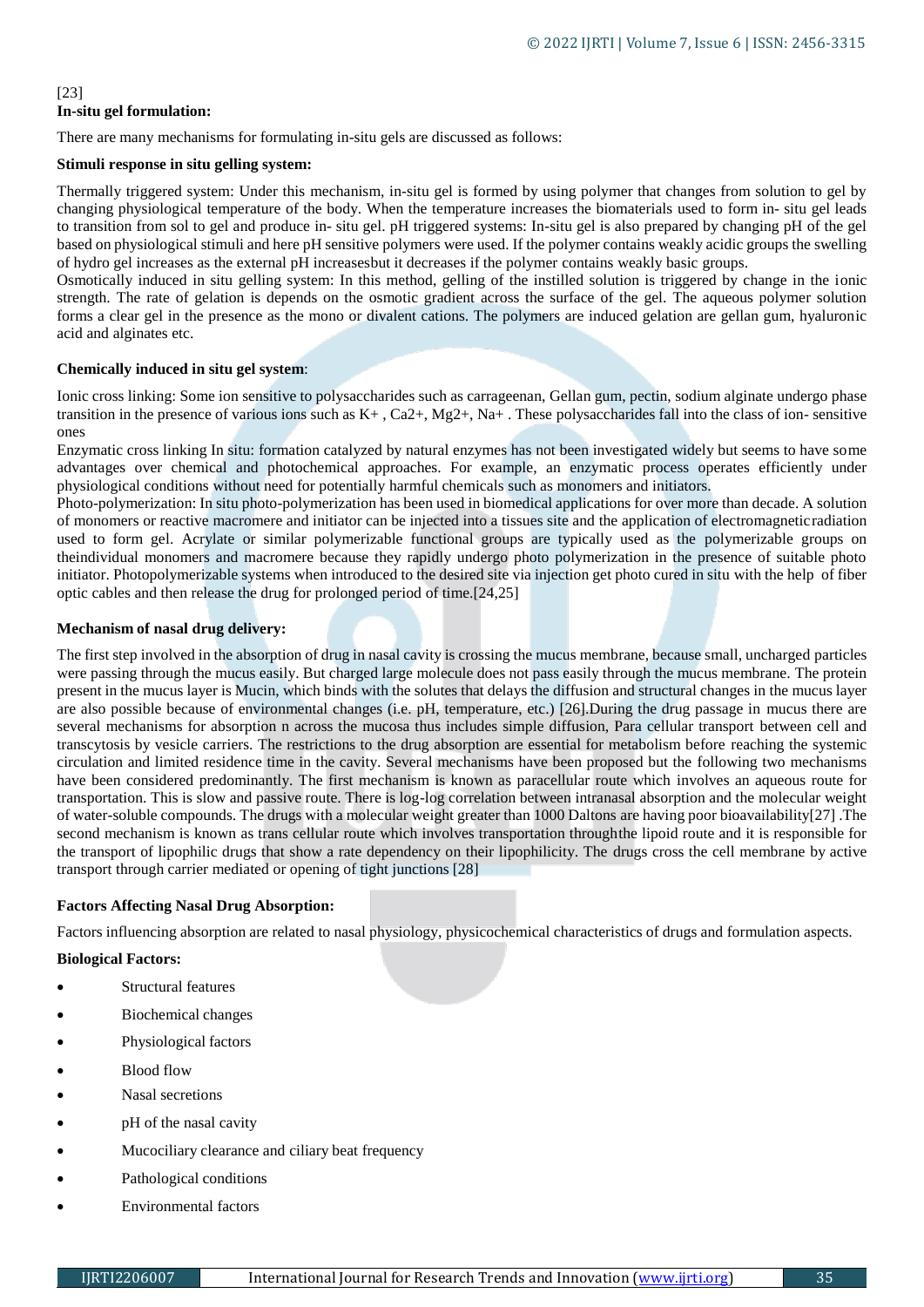[23]

**In-situ gel formulation:**

There are many mechanisms for formulating in-situ gels are discussed as follows:

**Stimuli response in situ gelling system:**

Thermally triggered system: Under this mechanism, in-situ gel is formed by using polymer that changes from solution to gel by changing physiological temperature of the body. When the temperature increases the biomaterials used to form in- situ gel leads to transition from sol to gel and produce in- situ gel. pH triggered systems: In-situ gel is also prepared by changing pH of the gel based on physiological stimuli and here pH sensitive polymers were used. If the polymer contains weakly acidic groups the swelling of hydro gel increases as the external pH increasesbut it decreases if the polymer contains weakly basic groups.

Osmotically induced in situ gelling system: In this method, gelling of the instilled solution is triggered by change in the ionic strength. The rate of gelation is depends on the osmotic gradient across the surface of the gel. The aqueous polymer solution forms a clear gel in the presence as the mono or divalent cations. The polymers are induced gelation are gellan gum, hyaluronic acid and alginates etc.

**Chemically induced in situ gel system**:

Ionic cross linking: Some ion sensitive to polysaccharides such as carrageenan, Gellan gum, pectin, sodium alginate undergo phase transition in the presence of various ions such as $K^+$ , $Ca^{2+}$, $Mg^{2+}$, $Na^+$ . These polysaccharides fall into the class of ion- sensitive ones

Enzymatic cross linking In situ: formation catalyzed by natural enzymes has not been investigated widely but seems to have some advantages over chemical and photochemical approaches. For example, an enzymatic process operates efficiently under physiological conditions without need for potentially harmful chemicals such as monomers and initiators.

Photo-polymerization: In situ photo-polymerization has been used in biomedical applications for over more than decade. A solution of monomers or reactive macromere and initiator can be injected into a tissues site and the application of electromagnetic radiation used to form gel. Acrylate or similar polymerizable functional groups are typically used as the polymerizable groups on theindividual monomers and macromere because they rapidly undergo photo polymerization in the presence of suitable photo initiator. Photopolymerizable systems when introduced to the desired site via injection get photo cured in situ with the help of fiber optic cables and then release the drug for prolonged period of time.[24,25]

**Mechanism of nasal drug delivery:**

The first step involved in the absorption of drug in nasal cavity is crossing the mucus membrane, because small, uncharged particles were passing through the mucus easily. But charged large molecule does not pass easily through the mucus membrane. The protein present in the mucus layer is Mucin, which binds with the solutes that delays the diffusion and structural changes in the mucus layer are also possible because of environmental changes (i.e. pH, temperature, etc.) [26].During the drug passage in mucus there are several mechanisms for absorption n across the mucosa thus includes simple diffusion, Para cellular transport between cell and transcytosis by vesicle carriers. The restrictions to the drug absorption are essential for metabolism before reaching the systemic circulation and limited residence time in the cavity. Several mechanisms have been proposed but the following two mechanisms have been considered predominantly. The first mechanism is known as paracellular route which involves an aqueous route for transportation. This is slow and passive route. There is log-log correlation between intranasal absorption and the molecular weight of water-soluble compounds. The drugs with a molecular weight greater than 1000 Daltons are having poor bioavailability[27] .The second mechanism is known as trans cellular route which involves transportation throughthe lipoid route and it is responsible for the transport of lipophilic drugs that show a rate dependency on their lipophilicity. The drugs cross the cell membrane by active transport through carrier mediated or opening of tight junctions [28]

**Factors Affecting Nasal Drug Absorption:**

Factors influencing absorption are related to nasal physiology, physicochemical characteristics of drugs and formulation aspects.

**Biological Factors:**

- Structural features
- Biochemical changes
- Physiological factors
- Blood flow
- Nasal secretions
- pH of the nasal cavity
- Mucociliary clearance and ciliary beat frequency
- Pathological conditions
- Environmental factors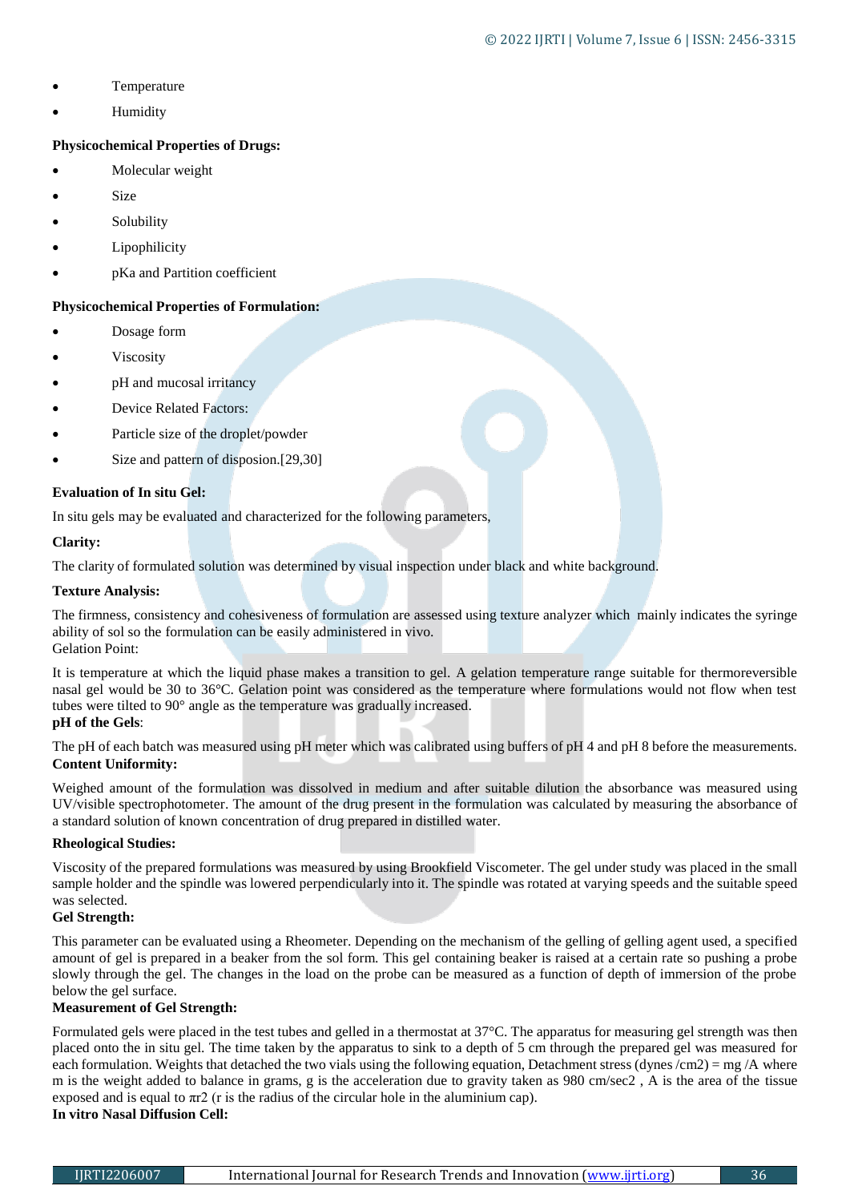- Temperature
- Humidity

**Physicochemical Properties of Drugs:**

- Molecular weight
- Size
- Solubility
- Lipophilicity
- pKa and Partition coefficient

**Physicochemical Properties of Formulation:**

- Dosage form
- Viscosity
- pH and mucosal irritancy
- Device Related Factors:
- Particle size of the droplet/powder
- Size and pattern of disposion.[29,30]

**Evaluation of In situ Gel:**

In situ gels may be evaluated and characterized for the following parameters,

**Clarity:**

The clarity of formulated solution was determined by visual inspection under black and white background.

**Texture Analysis:**

The firmness, consistency and cohesiveness of formulation are assessed using texture analyzer which mainly indicates the syringe ability of sol so the formulation can be easily administered in vivo.

Gelation Point:

It is temperature at which the liquid phase makes a transition to gel. A gelation temperature range suitable for thermoreversible nasal gel would be 30 to 36°C. Gelation point was considered as the temperature where formulations would not flow when test tubes were tilted to 90° angle as the temperature was gradually increased.

**pH of the Gels**:

The pH of each batch was measured using pH meter which was calibrated using buffers of pH 4 and pH 8 before the measurements.

**Content Uniformity:**

Weighed amount of the formulation was dissolved in medium and after suitable dilution the absorbance was measured using UV/visible spectrophotometer. The amount of the drug present in the formulation was calculated by measuring the absorbance of a standard solution of known concentration of drug prepared in distilled water.

**Rheological Studies:**

Viscosity of the prepared formulations was measured by using Brookfield Viscometer. The gel under study was placed in the small sample holder and the spindle was lowered perpendicularly into it. The spindle was rotated at varying speeds and the suitable speed was selected.

**Gel Strength:**

This parameter can be evaluated using a Rheometer. Depending on the mechanism of the gelling of gelling agent used, a specified amount of gel is prepared in a beaker from the sol form. This gel containing beaker is raised at a certain rate so pushing a probe slowly through the gel. The changes in the load on the probe can be measured as a function of depth of immersion of the probe below the gel surface.

**Measurement of Gel Strength:**

Formulated gels were placed in the test tubes and gelled in a thermostat at 37°C. The apparatus for measuring gel strength was then placed onto the in situ gel. The time taken by the apparatus to sink to a depth of 5 cm through the prepared gel was measured for each formulation. Weights that detached the two vials using the following equation, Detachment stress (dynes /cm2) = mg /A where m is the weight added to balance in grams, g is the acceleration due to gravity taken as 980 cm/sec2 , A is the area of the tissue exposed and is equal to $\pi r^2$ (r is the radius of the circular hole in the aluminium cap).

**In vitro Nasal Diffusion Cell:**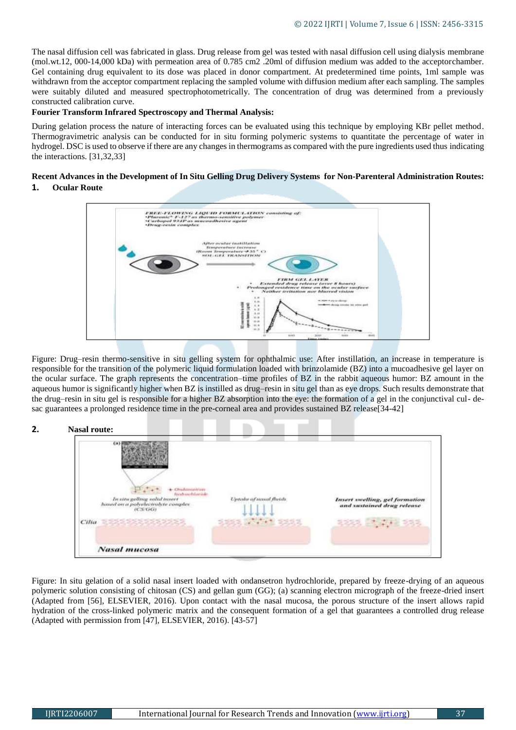The nasal diffusion cell was fabricated in glass. Drug release from gel was tested with nasal diffusion cell using dialysis membrane (mol.wt.12, 000-14,000 kDa) with permeation area of 0.785 cm2 .20ml of diffusion medium was added to the acceptorchamber. Gel containing drug equivalent to its dose was placed in donor compartment. At predetermined time points, 1ml sample was withdrawn from the acceptor compartment replacing the sampled volume with diffusion medium after each sampling. The samples were suitably diluted and measured spectrophotometrically. The concentration of drug was determined from a previously constructed calibration curve.

**Fourier Transform Infrared Spectroscopy and Thermal Analysis:**

During gelation process the nature of interacting forces can be evaluated using this technique by employing KBr pellet method. Thermogravimetric analysis can be conducted for in situ forming polymeric systems to quantitate the percentage of water in hydrogel. DSC is used to observe if there are any changes in thermograms as compared with the pure ingredients used thus indicating the interactions. [31,32,33]

**Recent Advances in the Development of In Situ Gelling Drug Delivery Systems for Non-Parenteral Administration Routes:**

**1. Ocular Route**

Figure: Drug–resin thermo-sensitive in situ gelling system for ophthalmic use: After instillation, an increase in temperature is responsible for the transition of the polymeric liquid formulation loaded with brinzolamide (BZ) into a mucoadhesive gel layer on the ocular surface. The graph represents the concentration–time profiles of BZ in the rabbit aqueous humor: BZ amount in the aqueous humor is significantly higher when BZ is instilled as drug–resin in situ gel than as eye drops. Such results demonstrate that the drug–resin in situ gel is responsible for a higher BZ absorption into the eye: the formation of a gel in the conjunctival cul- de-sac guarantees a prolonged residence time in the pre-corneal area and provides sustained BZ release[34-42]

**2. Nasal route:**

Figure: In situ gelation of a solid nasal insert loaded with ondansetron hydrochloride, prepared by freeze-drying of an aqueous polymeric solution consisting of chitosan (CS) and gellan gum (GG); (a) scanning electron micrograph of the freeze-dried insert (Adapted from [56], ELSEVIER, 2016). Upon contact with the nasal mucosa, the porous structure of the insert allows rapid hydration of the cross-linked polymeric matrix and the consequent formation of a gel that guarantees a controlled drug release (Adapted with permission from [47], ELSEVIER, 2016). [43-57]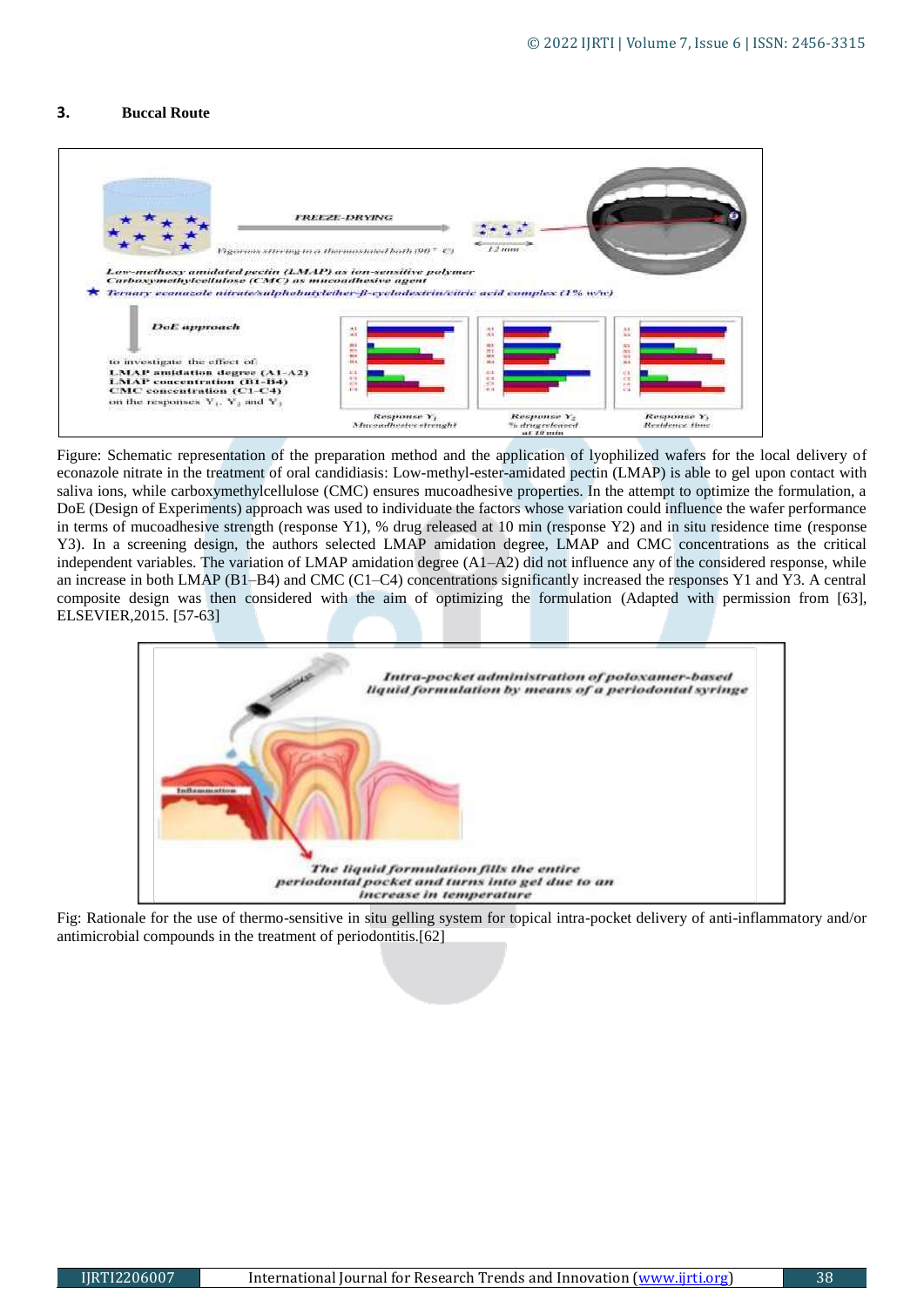## 3. Buccal Route

Figure: Schematic representation of the preparation method and the application of lyophilized wafers for the local delivery of econazole nitrate in the treatment of oral candidiasis: Low-methyl-ester-amidated pectin (LMAP) is able to gel upon contact with saliva ions, while carboxymethylcellulose (CMC) ensures mucoadhesive properties. In the attempt to optimize the formulation, a DoE (Design of Experiments) approach was used to individuate the factors whose variation could influence the wafer performance in terms of mucoadhesive strength (response Y1), % drug released at 10 min (response Y2) and in situ residence time (response Y3). In a screening design, the authors selected LMAP amidation degree, LMAP and CMC concentrations as the critical independent variables. The variation of LMAP amidation degree (A1–A2) did not influence any of the considered response, while an increase in both LMAP (B1–B4) and CMC (C1–C4) concentrations significantly increased the responses Y1 and Y3. A central composite design was then considered with the aim of optimizing the formulation (Adapted with permission from [63], ELSEVIER,2015. [57-63]

Fig: Rationale for the use of thermo-sensitive in situ gelling system for topical intra-pocket delivery of anti-inflammatory and/or antimicrobial compounds in the treatment of periodontitis.[62]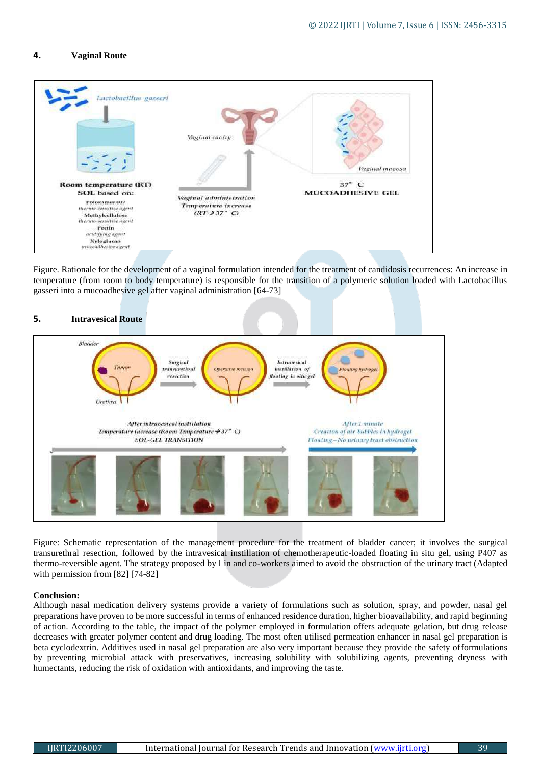## 4. Vaginal Route

Figure. Rationale for the development of a vaginal formulation intended for the treatment of candidosis recurrences: An increase in temperature (from room to body temperature) is responsible for the transition of a polymeric solution loaded with Lactobacillus gasseri into a mucoadhesive gel after vaginal administration [64-73]

## 5. Intravesical Route

Figure: Schematic representation of the management procedure for the treatment of bladder cancer; it involves the surgical transurethral resection, followed by the intravesical instillation of chemotherapeutic-loaded floating in situ gel, using P407 as thermo-reversible agent. The strategy proposed by Lin and co-workers aimed to avoid the obstruction of the urinary tract (Adapted with permission from [82] [74-82]

**Conclusion:**

Although nasal medication delivery systems provide a variety of formulations such as solution, spray, and powder, nasal gel preparations have proven to be more successful in terms of enhanced residence duration, higher bioavailability, and rapid beginning of action. According to the table, the impact of the polymer employed in formulation offers adequate gelation, but drug release decreases with greater polymer content and drug loading. The most often utilised permeation enhancer in nasal gel preparation is beta cyclodextrin. Additives used in nasal gel preparation are also very important because they provide the safety offormulations by preventing microbial attack with preservatives, increasing solubility with solubilizing agents, preventing dryness with humectants, reducing the risk of oxidation with antioxidants, and improving the taste.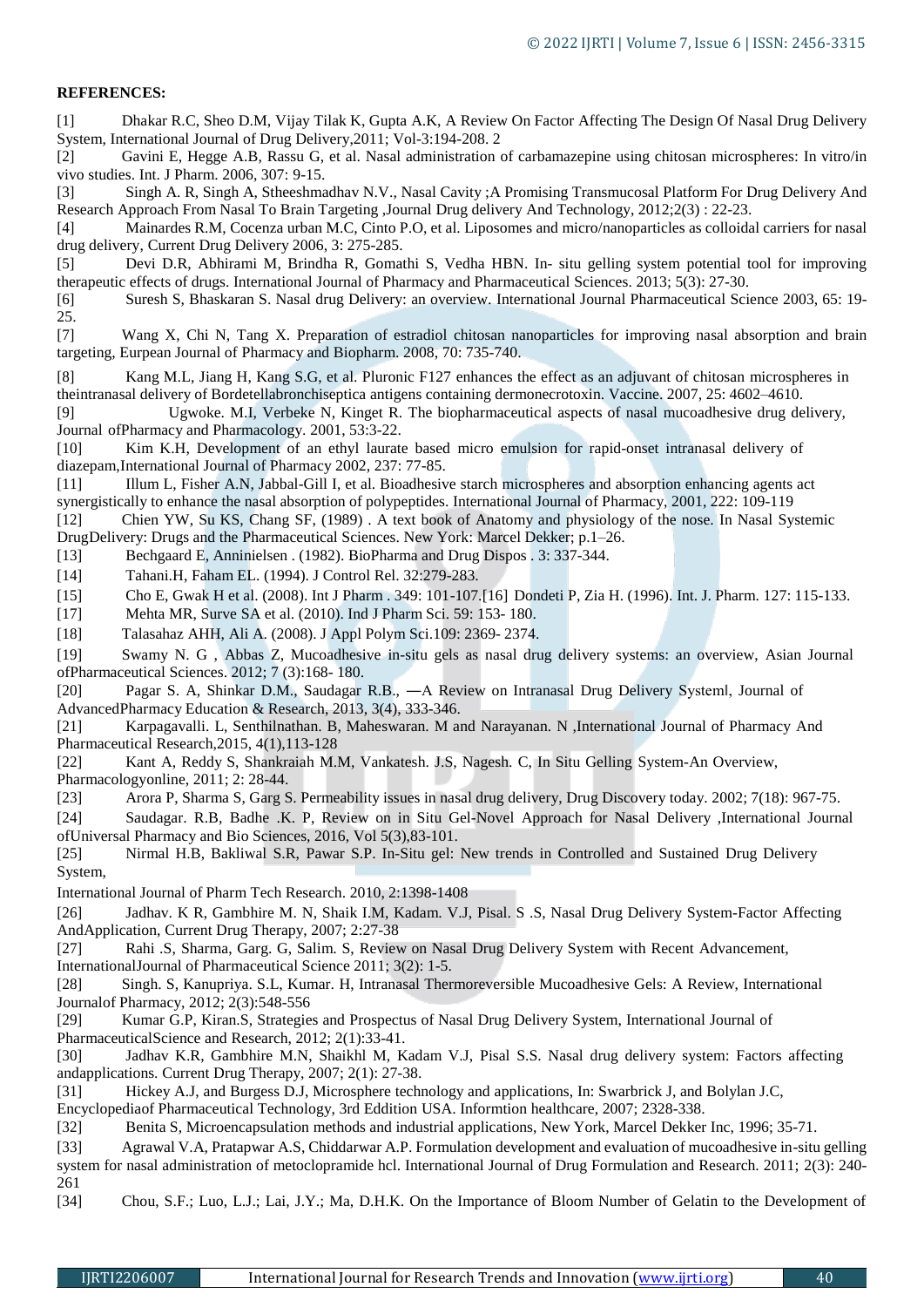**REFERENCES:**

[1] Dhakar R.C, Sheo D.M, Vijay Tilak K, Gupta A.K, A Review On Factor Affecting The Design Of Nasal Drug Delivery System, International Journal of Drug Delivery,2011; Vol-3:194-208. 2

[2] Gavini E, Hegge A.B, Rassu G, et al. Nasal administration of carbamazepine using chitosan microspheres: In vitro/in vivo studies. Int. J Pharm. 2006, 307: 9-15.

[3] Singh A. R, Singh A, Stheeshmadhav N.V., Nasal Cavity ;A Promising Transmucosal Platform For Drug Delivery And Research Approach From Nasal To Brain Targeting ,Journal Drug delivery And Technology, 2012;2(3) : 22-23.

[4] Mainardes R.M, Cocenza urban M.C, Cinto P.O, et al. Liposomes and micro/nanoparticles as colloidal carriers for nasal drug delivery, Current Drug Delivery 2006, 3: 275-285.

[5] Devi D.R, Abhirami M, Brindha R, Gomathi S, Vedha HBN. In- situ gelling system potential tool for improving therapeutic effects of drugs. International Journal of Pharmacy and Pharmaceutical Sciences. 2013; 5(3): 27-30.

[6] Suresh S, Bhaskaran S. Nasal drug Delivery: an overview. International Journal Pharmaceutical Science 2003, 65: 19-25.

[7] Wang X, Chi N, Tang X. Preparation of estradiol chitosan nanoparticles for improving nasal absorption and brain targeting, Eurpean Journal of Pharmacy and Biopharm. 2008, 70: 735-740.

[8] Kang M.L, Jiang H, Kang S.G, et al. Pluronic F127 enhances the effect as an adjuvant of chitosan microspheres in theintranasal delivery of Bordetellabronchiseptica antigens containing dermonecrotoxin. Vaccine. 2007, 25: 4602–4610.

[9] Ugwoke. M.I, Verbeke N, Kinget R. The biopharmaceutical aspects of nasal mucoadhesive drug delivery, Journal ofPharmacy and Pharmacology. 2001, 53:3-22.

[10] Kim K.H, Development of an ethyl laurate based micro emulsion for rapid-onset intranasal delivery of diazepam,International Journal of Pharmacy 2002, 237: 77-85.

[11] Illum L, Fisher A.N, Jabbal-Gill I, et al. Bioadhesive starch microspheres and absorption enhancing agents act synergistically to enhance the nasal absorption of polypeptides. International Journal of Pharmacy, 2001, 222: 109-119

[12] Chien YW, Su KS, Chang SF, (1989) . A text book of Anatomy and physiology of the nose. In Nasal Systemic DrugDelivery: Drugs and the Pharmaceutical Sciences. New York: Marcel Dekker; p.1–26.

[13] Bechgaard E, Anninielsen . (1982). BioPharma and Drug Dispos . 3: 337-344.

[14] Tahani.H, Faham EL. (1994). J Control Rel. 32:279-283.

[15] Cho E, Gwak H et al. (2008). Int J Pharm . 349: 101-107.[16] Dondeti P, Zia H. (1996). Int. J. Pharm. 127: 115-133.

[17] Mehta MR, Surve SA et al. (2010). Ind J Pharm Sci. 59: 153- 180.

[18] Talasahaz AHH, Ali A. (2008). J Appl Polym Sci.109: 2369- 2374.

[19] Swamy N. G , Abbas Z, Mucoadhesive in-situ gels as nasal drug delivery systems: an overview, Asian Journal ofPharmaceutical Sciences. 2012; 7 (3):168- 180.

[20] Pagar S. A, Shinkar D.M., Saudagar R.B., ―A Review on Intranasal Drug Delivery Systeml, Journal of AdvancedPharmacy Education & Research, 2013, 3(4), 333-346.

[21] Karpagavalli. L, Senthilnathan. B, Maheswaran. M and Narayanan. N ,International Journal of Pharmacy And Pharmaceutical Research,2015, 4(1),113-128

[22] Kant A, Reddy S, Shankraiah M.M, Vankatesh. J.S, Nagesh. C, In Situ Gelling System-An Overview, Pharmacologyonline, 2011; 2: 28-44.

[23] Arora P, Sharma S, Garg S. Permeability issues in nasal drug delivery, Drug Discovery today. 2002; 7(18): 967-75.

[24] Saudagar. R.B, Badhe .K. P, Review on in Situ Gel-Novel Approach for Nasal Delivery ,International Journal ofUniversal Pharmacy and Bio Sciences, 2016, Vol 5(3),83-101.

[25] Nirmal H.B, Bakliwal S.R, Pawar S.P. In-Situ gel: New trends in Controlled and Sustained Drug Delivery System,

International Journal of Pharm Tech Research. 2010, 2:1398-1408

[26] Jadhav. K R, Gambhire M. N, Shaik I.M, Kadam. V.J, Pisal. S .S, Nasal Drug Delivery System-Factor Affecting AndApplication, Current Drug Therapy, 2007; 2:27-38

[27] Rahi .S, Sharma, Garg. G, Salim. S, Review on Nasal Drug Delivery System with Recent Advancement, InternationalJournal of Pharmaceutical Science 2011; 3(2): 1-5.

[28] Singh. S, Kanupriya. S.L, Kumar. H, Intranasal Thermoreversible Mucoadhesive Gels: A Review, International Journalof Pharmacy, 2012; 2(3):548-556

[29] Kumar G.P, Kiran.S, Strategies and Prospectus of Nasal Drug Delivery System, International Journal of PharmaceuticalScience and Research, 2012; 2(1):33-41.

[30] Jadhav K.R, Gambhire M.N, Shaikhl M, Kadam V.J, Pisal S.S. Nasal drug delivery system: Factors affecting andapplications. Current Drug Therapy, 2007; 2(1): 27-38.

[31] Hickey A.J, and Burgess D.J, Microsphere technology and applications, In: Swarbrick J, and Bolylan J.C, Encyclopediaof Pharmaceutical Technology, 3rd Eddition USA. Informtion healthcare, 2007; 2328-338.

[32] Benita S, Microencapsulation methods and industrial applications, New York, Marcel Dekker Inc, 1996; 35-71.

[33] Agrawal V.A, Pratapwar A.S, Chiddarwar A.P. Formulation development and evaluation of mucoadhesive in-situ gelling system for nasal administration of metoclopramide hcl. International Journal of Drug Formulation and Research. 2011; 2(3): 240-261

[34] Chou, S.F.; Luo, L.J.; Lai, J.Y.; Ma, D.H.K. On the Importance of Bloom Number of Gelatin to the Development of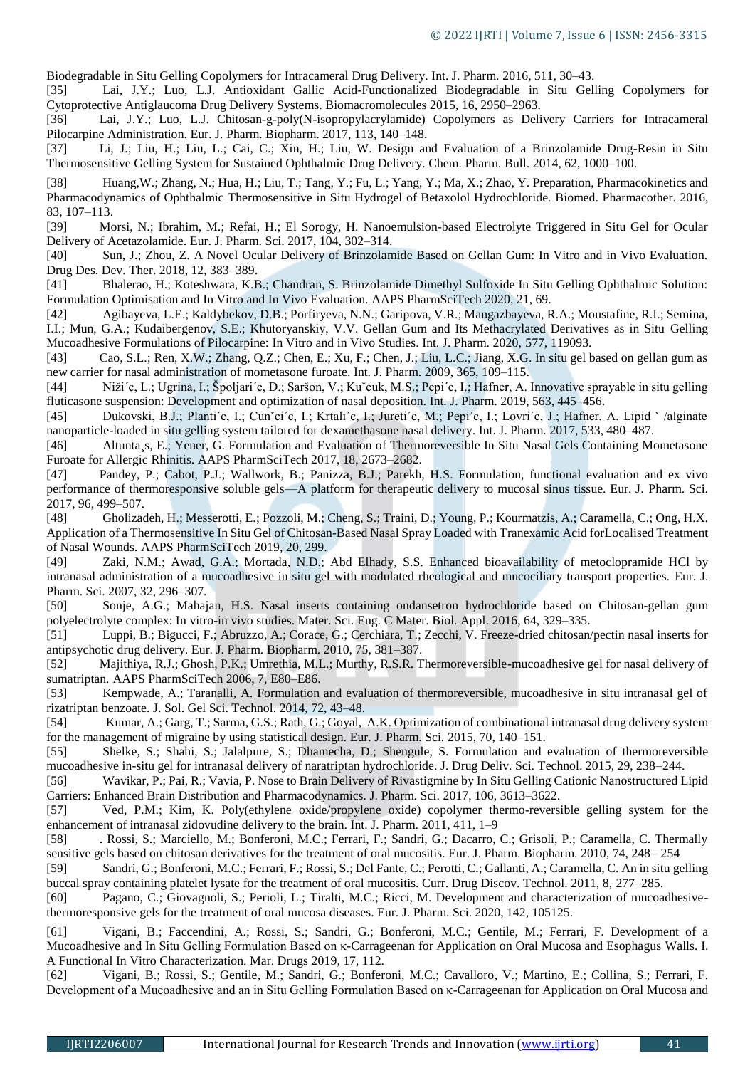Biodegradable in Situ Gelling Copolymers for Intracameral Drug Delivery. Int. J. Pharm. 2016, 511, 30–43.

[35] Lai, J.Y.; Luo, L.J. Antioxidant Gallic Acid-Functionalized Biodegradable in Situ Gelling Copolymers for Cytoprotective Antiglaucoma Drug Delivery Systems. Biomacromolecules 2015, 16, 2950–2963.

[36] Lai, J.Y.; Luo, L.J. Chitosan-g-poly(N-isopropylacrylamide) Copolymers as Delivery Carriers for Intracameral Pilocarpine Administration. Eur. J. Pharm. Biopharm. 2017, 113, 140–148.

[37] Li, J.; Liu, H.; Liu, L.; Cai, C.; Xin, H.; Liu, W. Design and Evaluation of a Brinzolamide Drug-Resin in Situ Thermosensitive Gelling System for Sustained Ophthalmic Drug Delivery. Chem. Pharm. Bull. 2014, 62, 1000–100.

[38] Huang,W.; Zhang, N.; Hua, H.; Liu, T.; Tang, Y.; Fu, L.; Yang, Y.; Ma, X.; Zhao, Y. Preparation, Pharmacokinetics and Pharmacodynamics of Ophthalmic Thermosensitive in Situ Hydrogel of Betaxolol Hydrochloride. Biomed. Pharmacother. 2016, 83, 107–113.

[39] Morsi, N.; Ibrahim, M.; Refai, H.; El Sorogy, H. Nanoemulsion-based Electrolyte Triggered in Situ Gel for Ocular Delivery of Acetazolamide. Eur. J. Pharm. Sci. 2017, 104, 302–314.

[40] Sun, J.; Zhou, Z. A Novel Ocular Delivery of Brinzolamide Based on Gellan Gum: In Vitro and in Vivo Evaluation. Drug Des. Dev. Ther. 2018, 12, 383–389.

[41] Bhalerao, H.; Koteshwara, K.B.; Chandran, S. Brinzolamide Dimethyl Sulfoxide In Situ Gelling Ophthalmic Solution: Formulation Optimisation and In Vitro and In Vivo Evaluation. AAPS PharmSciTech 2020, 21, 69.

[42] Agibayeva, L.E.; Kaldybekov, D.B.; Porfiryeva, N.N.; Garipova, V.R.; Mangazbayeva, R.A.; Moustafine, R.I.; Semina, I.I.; Mun, G.A.; Kudaibergenov, S.E.; Khutoryanskiy, V.V. Gellan Gum and Its Methacrylated Derivatives as in Situ Gelling Mucoadhesive Formulations of Pilocarpine: In Vitro and in Vivo Studies. Int. J. Pharm. 2020, 577, 119093.

[43] Cao, S.L.; Ren, X.W.; Zhang, Q.Z.; Chen, E.; Xu, F.; Chen, J.; Liu, L.C.; Jiang, X.G. In situ gel based on gellan gum as new carrier for nasal administration of mometasone furoate. Int. J. Pharm. 2009, 365, 109–115.

[44] Niži´c, L.; Ugrina, I.; Špoljari´c, D.; Saršon, V.; Kuˇcuk, M.S.; Pepi´c, I.; Hafner, A. Innovative sprayable in situ gelling fluticasone suspension: Development and optimization of nasal deposition. Int. J. Pharm. 2019, 563, 445–456.

[45] Dukovski, B.J.; Planti´c, I.; Cunˇci´c, I.; Krtali´c, I.; Jureti´c, M.; Pepi´c, I.; Lovri´c, J.; Hafner, A. Lipid ˇ /alginate nanoparticle-loaded in situ gelling system tailored for dexamethasone nasal delivery. Int. J. Pharm. 2017, 533, 480–487.

[46] Altunta¸s, E.; Yener, G. Formulation and Evaluation of Thermoreversible In Situ Nasal Gels Containing Mometasone Furoate for Allergic Rhinitis. AAPS PharmSciTech 2017, 18, 2673–2682.

[47] Pandey, P.; Cabot, P.J.; Wallwork, B.; Panizza, B.J.; Parekh, H.S. Formulation, functional evaluation and ex vivo performance of thermoresponsive soluble gels—A platform for therapeutic delivery to mucosal sinus tissue. Eur. J. Pharm. Sci. 2017, 96, 499–507.

[48] Gholizadeh, H.; Messerotti, E.; Pozzoli, M.; Cheng, S.; Traini, D.; Young, P.; Kourmatzis, A.; Caramella, C.; Ong, H.X. Application of a Thermosensitive In Situ Gel of Chitosan-Based Nasal Spray Loaded with Tranexamic Acid forLocalised Treatment of Nasal Wounds. AAPS PharmSciTech 2019, 20, 299.

[49] Zaki, N.M.; Awad, G.A.; Mortada, N.D.; Abd Elhady, S.S. Enhanced bioavailability of metoclopramide HCl by intranasal administration of a mucoadhesive in situ gel with modulated rheological and mucociliary transport properties. Eur. J. Pharm. Sci. 2007, 32, 296–307.

[50] Sonje, A.G.; Mahajan, H.S. Nasal inserts containing ondansetron hydrochloride based on Chitosan-gellan gum polyelectrolyte complex: In vitro-in vivo studies. Mater. Sci. Eng. C Mater. Biol. Appl. 2016, 64, 329–335.

[51] Luppi, B.; Bigucci, F.; Abruzzo, A.; Corace, G.; Cerchiara, T.; Zecchi, V. Freeze-dried chitosan/pectin nasal inserts for antipsychotic drug delivery. Eur. J. Pharm. Biopharm. 2010, 75, 381–387.

[52] Majithiya, R.J.; Ghosh, P.K.; Umrethia, M.L.; Murthy, R.S.R. Thermoreversible-mucoadhesive gel for nasal delivery of sumatriptan. AAPS PharmSciTech 2006, 7, E80–E86.

[53] Kempwade, A.; Taranalli, A. Formulation and evaluation of thermoreversible, mucoadhesive in situ intranasal gel of rizatriptan benzoate. J. Sol. Gel Sci. Technol. 2014, 72, 43–48.

[54] Kumar, A.; Garg, T.; Sarma, G.S.; Rath, G.; Goyal, A.K. Optimization of combinational intranasal drug delivery system for the management of migraine by using statistical design. Eur. J. Pharm. Sci. 2015, 70, 140–151.

[55] Shelke, S.; Shahi, S.; Jalalpure, S.; Dhamecha, D.; Shengule, S. Formulation and evaluation of thermoreversible mucoadhesive in-situ gel for intranasal delivery of naratriptan hydrochloride. J. Drug Deliv. Sci. Technol. 2015, 29, 238–244.

[56] Wavikar, P.; Pai, R.; Vavia, P. Nose to Brain Delivery of Rivastigmine by In Situ Gelling Cationic Nanostructured Lipid Carriers: Enhanced Brain Distribution and Pharmacodynamics. J. Pharm. Sci. 2017, 106, 3613–3622.

[57] Ved, P.M.; Kim, K. Poly(ethylene oxide/propylene oxide) copolymer thermo-reversible gelling system for the enhancement of intranasal zidovudine delivery to the brain. Int. J. Pharm. 2011, 411, 1–9

[58] . Rossi, S.; Marciello, M.; Bonferoni, M.C.; Ferrari, F.; Sandri, G.; Dacarro, C.; Grisoli, P.; Caramella, C. Thermally sensitive gels based on chitosan derivatives for the treatment of oral mucositis. Eur. J. Pharm. Biopharm. 2010, 74, 248– 254

[59] Sandri, G.; Bonferoni, M.C.; Ferrari, F.; Rossi, S.; Del Fante, C.; Perotti, C.; Gallanti, A.; Caramella, C. An in situ gelling buccal spray containing platelet lysate for the treatment of oral mucositis. Curr. Drug Discov. Technol. 2011, 8, 277–285.

[60] Pagano, C.; Giovagnoli, S.; Perioli, L.; Tiralti, M.C.; Ricci, M. Development and characterization of mucoadhesive-thermoresponsive gels for the treatment of oral mucosa diseases. Eur. J. Pharm. Sci. 2020, 142, 105125.

[61] Vigani, B.; Faccendini, A.; Rossi, S.; Sandri, G.; Bonferoni, M.C.; Gentile, M.; Ferrari, F. Development of a Mucoadhesive and In Situ Gelling Formulation Based on κ-Carrageenan for Application on Oral Mucosa and Esophagus Walls. I. A Functional In Vitro Characterization. Mar. Drugs 2019, 17, 112.

[62] Vigani, B.; Rossi, S.; Gentile, M.; Sandri, G.; Bonferoni, M.C.; Cavalloro, V.; Martino, E.; Collina, S.; Ferrari, F. Development of a Mucoadhesive and an in Situ Gelling Formulation Based on κ-Carrageenan for Application on Oral Mucosa and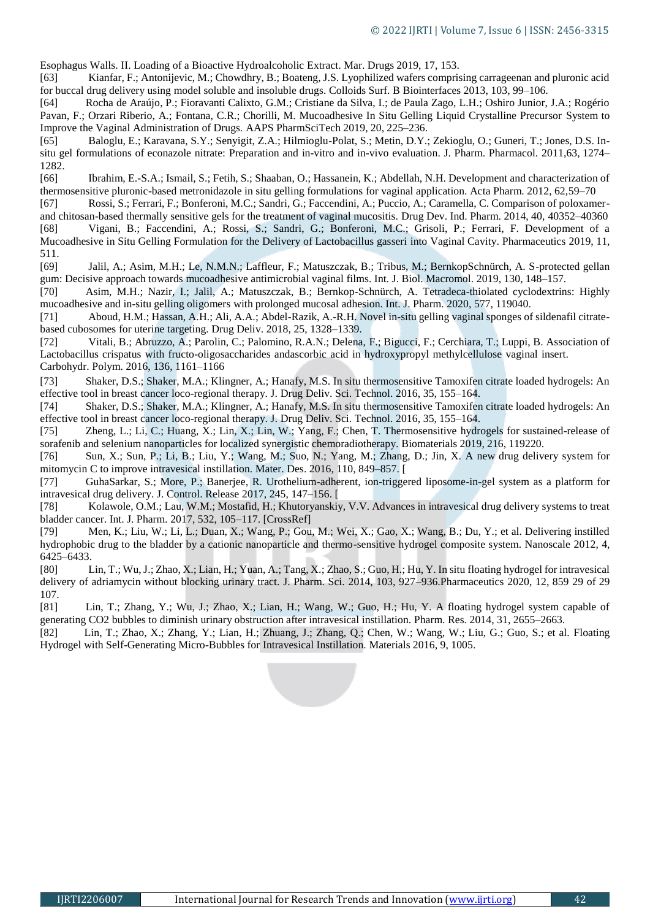Esophagus Walls. II. Loading of a Bioactive Hydroalcoholic Extract. Mar. Drugs 2019, 17, 153.

[63] Kianfar, F.; Antonijevic, M.; Chowdhry, B.; Boateng, J.S. Lyophilized wafers comprising carrageenan and pluronic acid for buccal drug delivery using model soluble and insoluble drugs. Colloids Surf. B Biointerfaces 2013, 103, 99–106.

[64] Rocha de Araújo, P.; Fioravanti Calixto, G.M.; Cristiane da Silva, I.; de Paula Zago, L.H.; Oshiro Junior, J.A.; Rogério Pavan, F.; Orzari Riberio, A.; Fontana, C.R.; Chorilli, M. Mucoadhesive In Situ Gelling Liquid Crystalline Precursor System to Improve the Vaginal Administration of Drugs. AAPS PharmSciTech 2019, 20, 225–236.

[65] Baloglu, E.; Karavana, S.Y.; Senyigit, Z.A.; Hilmioglu-Polat, S.; Metin, D.Y.; Zekioglu, O.; Guneri, T.; Jones, D.S. In-situ gel formulations of econazole nitrate: Preparation and in-vitro and in-vivo evaluation. J. Pharm. Pharmacol. 2011,63, 1274–1282.

[66] Ibrahim, E.-S.A.; Ismail, S.; Fetih, S.; Shaaban, O.; Hassanein, K.; Abdellah, N.H. Development and characterization of thermosensitive pluronic-based metronidazole in situ gelling formulations for vaginal application. Acta Pharm. 2012, 62,59–70

[67] Rossi, S.; Ferrari, F.; Bonferoni, M.C.; Sandri, G.; Faccendini, A.; Puccio, A.; Caramella, C. Comparison of poloxamer- and chitosan-based thermally sensitive gels for the treatment of vaginal mucositis. Drug Dev. Ind. Pharm. 2014, 40, 40352–40360

[68] Vigani, B.; Faccendini, A.; Rossi, S.; Sandri, G.; Bonferoni, M.C.; Grisoli, P.; Ferrari, F. Development of a Mucoadhesive in Situ Gelling Formulation for the Delivery of Lactobacillus gasseri into Vaginal Cavity. Pharmaceutics 2019, 11, 511.

[69] Jalil, A.; Asim, M.H.; Le, N.M.N.; Laffleur, F.; Matuszczak, B.; Tribus, M.; BernkopSchnürch, A. S-protected gellan gum: Decisive approach towards mucoadhesive antimicrobial vaginal films. Int. J. Biol. Macromol. 2019, 130, 148–157.

[70] Asim, M.H.; Nazir, I.; Jalil, A.; Matuszczak, B.; Bernkop-Schnürch, A. Tetradeca-thiolated cyclodextrins: Highly mucoadhesive and in-situ gelling oligomers with prolonged mucosal adhesion. Int. J. Pharm. 2020, 577, 119040.

[71] Aboud, H.M.; Hassan, A.H.; Ali, A.A.; Abdel-Razik, A.-R.H. Novel in-situ gelling vaginal sponges of sildenafil citrate-based cubosomes for uterine targeting. Drug Deliv. 2018, 25, 1328–1339.

[72] Vitali, B.; Abruzzo, A.; Parolin, C.; Palomino, R.A.N.; Delena, F.; Bigucci, F.; Cerchiara, T.; Luppi, B. Association of Lactobacillus crispatus with fructo-oligosaccharides andascorbic acid in hydroxypropyl methylcellulose vaginal insert. Carbohydr. Polym. 2016, 136, 1161–1166

[73] Shaker, D.S.; Shaker, M.A.; Klingner, A.; Hanafy, M.S. In situ thermosensitive Tamoxifen citrate loaded hydrogels: An effective tool in breast cancer loco-regional therapy. J. Drug Deliv. Sci. Technol. 2016, 35, 155–164.

[74] Shaker, D.S.; Shaker, M.A.; Klingner, A.; Hanafy, M.S. In situ thermosensitive Tamoxifen citrate loaded hydrogels: An effective tool in breast cancer loco-regional therapy. J. Drug Deliv. Sci. Technol. 2016, 35, 155–164.

[75] Zheng, L.; Li, C.; Huang, X.; Lin, X.; Lin, W.; Yang, F.; Chen, T. Thermosensitive hydrogels for sustained-release of sorafenib and selenium nanoparticles for localized synergistic chemoradiotherapy. Biomaterials 2019, 216, 119220.

[76] Sun, X.; Sun, P.; Li, B.; Liu, Y.; Wang, M.; Suo, N.; Yang, M.; Zhang, D.; Jin, X. A new drug delivery system for mitomycin C to improve intravesical instillation. Mater. Des. 2016, 110, 849–857. [

[77] GuhaSarkar, S.; More, P.; Banerjee, R. Urothelium-adherent, ion-triggered liposome-in-gel system as a platform for intravesical drug delivery. J. Control. Release 2017, 245, 147–156. [

[78] Kolawole, O.M.; Lau, W.M.; Mostafid, H.; Khutoryanskiy, V.V. Advances in intravesical drug delivery systems to treat bladder cancer. Int. J. Pharm. 2017, 532, 105–117. [CrossRef]

[79] Men, K.; Liu, W.; Li, L.; Duan, X.; Wang, P.; Gou, M.; Wei, X.; Gao, X.; Wang, B.; Du, Y.; et al. Delivering instilled hydrophobic drug to the bladder by a cationic nanoparticle and thermo-sensitive hydrogel composite system. Nanoscale 2012, 4, 6425–6433.

[80] Lin, T.; Wu, J.; Zhao, X.; Lian, H.; Yuan, A.; Tang, X.; Zhao, S.; Guo, H.; Hu, Y. In situ floating hydrogel for intravesical delivery of adriamycin without blocking urinary tract. J. Pharm. Sci. 2014, 103, 927–936.Pharmaceutics 2020, 12, 859 29 of 29 107.

[81] Lin, T.; Zhang, Y.; Wu, J.; Zhao, X.; Lian, H.; Wang, W.; Guo, H.; Hu, Y. A floating hydrogel system capable of generating CO2 bubbles to diminish urinary obstruction after intravesical instillation. Pharm. Res. 2014, 31, 2655–2663.

[82] Lin, T.; Zhao, X.; Zhang, Y.; Lian, H.; Zhuang, J.; Zhang, Q.; Chen, W.; Wang, W.; Liu, G.; Guo, S.; et al. Floating Hydrogel with Self-Generating Micro-Bubbles for Intravesical Instillation. Materials 2016, 9, 1005.